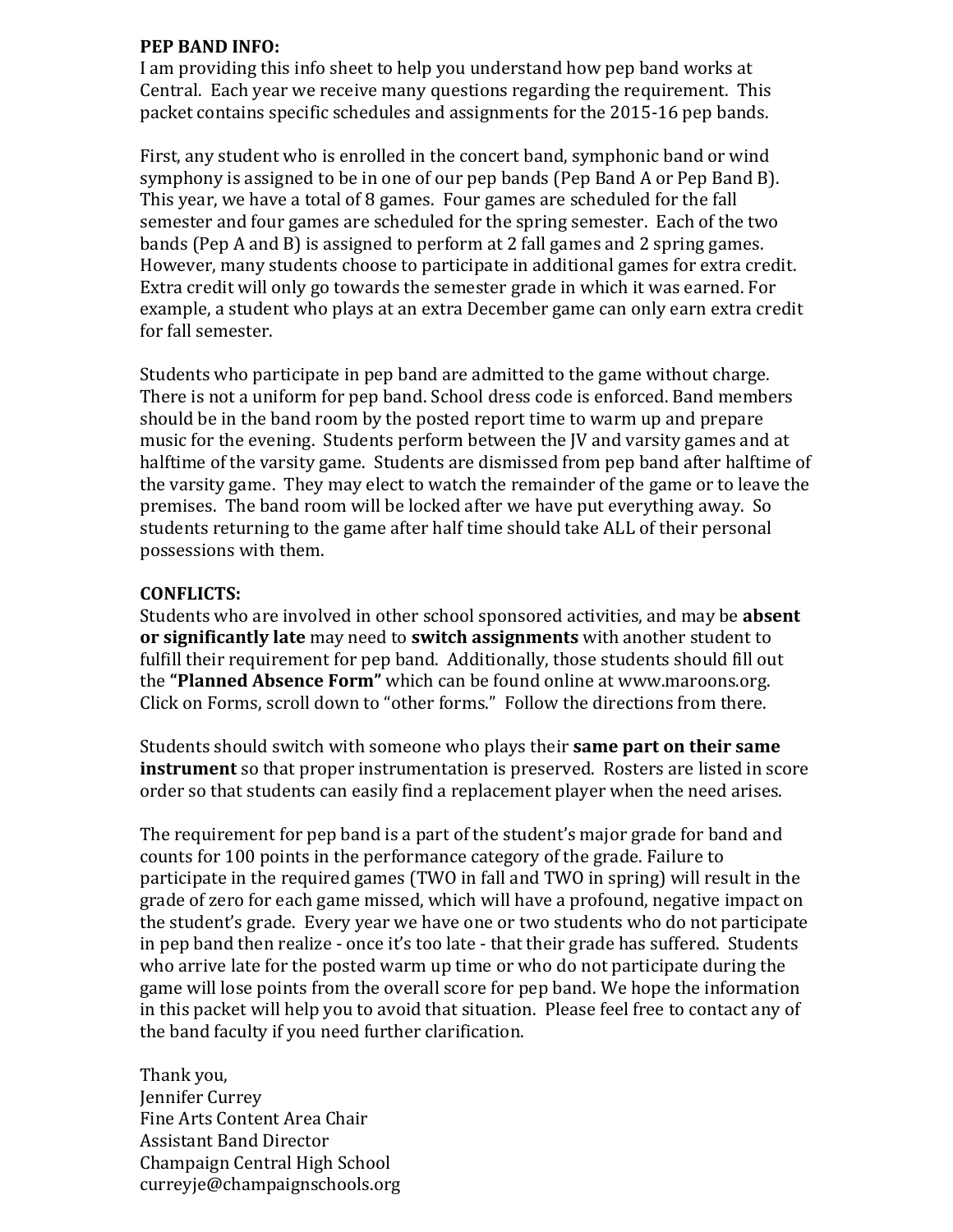**PEP BAND INFO:**
I am providing this info sheet to help you understand how pep band works at Central. Each year we receive many questions regarding the requirement. This packet contains specific schedules and assignments for the 2015-16 pep bands.

First, any student who is enrolled in the concert band, symphonic band or wind symphony is assigned to be in one of our pep bands (Pep Band A or Pep Band B). This year, we have a total of 8 games. Four games are scheduled for the fall semester and four games are scheduled for the spring semester. Each of the two bands (Pep A and B) is assigned to perform at 2 fall games and 2 spring games. However, many students choose to participate in additional games for extra credit. Extra credit will only go towards the semester grade in which it was earned. For example, a student who plays at an extra December game can only earn extra credit for fall semester.

Students who participate in pep band are admitted to the game without charge. There is not a uniform for pep band. School dress code is enforced. Band members should be in the band room by the posted report time to warm up and prepare music for the evening. Students perform between the JV and varsity games and at halftime of the varsity game. Students are dismissed from pep band after halftime of the varsity game. They may elect to watch the remainder of the game or to leave the premises. The band room will be locked after we have put everything away. So students returning to the game after half time should take ALL of their personal possessions with them.

**CONFLICTS:**
Students who are involved in other school sponsored activities, and may be **absent or significantly late** may need to **switch assignments** with another student to fulfill their requirement for pep band. Additionally, those students should fill out the **"Planned Absence Form"** which can be found online at www.maroons.org. Click on Forms, scroll down to "other forms." Follow the directions from there.

Students should switch with someone who plays their **same part on their same instrument** so that proper instrumentation is preserved. Rosters are listed in score order so that students can easily find a replacement player when the need arises.

The requirement for pep band is a part of the student's major grade for band and counts for 100 points in the performance category of the grade. Failure to participate in the required games (TWO in fall and TWO in spring) will result in the grade of zero for each game missed, which will have a profound, negative impact on the student's grade. Every year we have one or two students who do not participate in pep band then realize - once it's too late - that their grade has suffered. Students who arrive late for the posted warm up time or who do not participate during the game will lose points from the overall score for pep band. We hope the information in this packet will help you to avoid that situation. Please feel free to contact any of the band faculty if you need further clarification.

Thank you,
Jennifer Currey
Fine Arts Content Area Chair
Assistant Band Director
Champaign Central High School
curreyje@champaignschools.org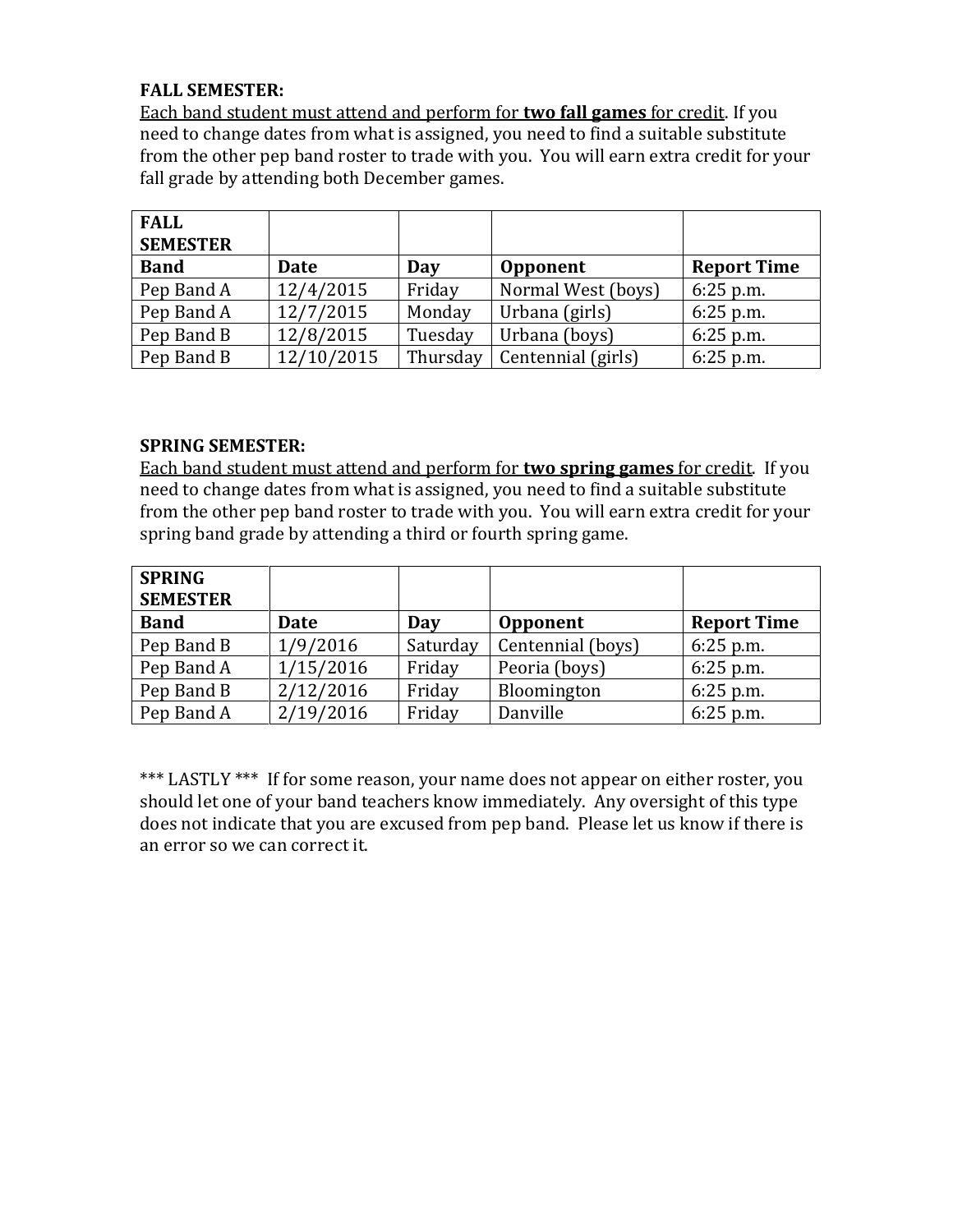**FALL SEMESTER:**

Each band student must attend and perform for **two fall games** for credit. If you need to change dates from what is assigned, you need to find a suitable substitute from the other pep band roster to trade with you. You will earn extra credit for your fall grade by attending both December games.

| **FALL SEMESTER** | | | | |
|---|---|---|---|---|
| **Band** | **Date** | **Day** | **Opponent** | **Report Time** |
| Pep Band A | 12/4/2015 | Friday | Normal West (boys) | 6:25 p.m. |
| Pep Band A | 12/7/2015 | Monday | Urbana (girls) | 6:25 p.m. |
| Pep Band B | 12/8/2015 | Tuesday | Urbana (boys) | 6:25 p.m. |
| Pep Band B | 12/10/2015 | Thursday | Centennial (girls) | 6:25 p.m. |

**SPRING SEMESTER:**

Each band student must attend and perform for **two spring games** for credit. If you need to change dates from what is assigned, you need to find a suitable substitute from the other pep band roster to trade with you. You will earn extra credit for your spring band grade by attending a third or fourth spring game.

| **SPRING SEMESTER** | | | | |
|---|---|---|---|---|
| **Band** | **Date** | **Day** | **Opponent** | **Report Time** |
| Pep Band B | 1/9/2016 | Saturday | Centennial (boys) | 6:25 p.m. |
| Pep Band A | 1/15/2016 | Friday | Peoria (boys) | 6:25 p.m. |
| Pep Band B | 2/12/2016 | Friday | Bloomington | 6:25 p.m. |
| Pep Band A | 2/19/2016 | Friday | Danville | 6:25 p.m. |

*** LASTLY *** If for some reason, your name does not appear on either roster, you should let one of your band teachers know immediately. Any oversight of this type does not indicate that you are excused from pep band. Please let us know if there is an error so we can correct it.